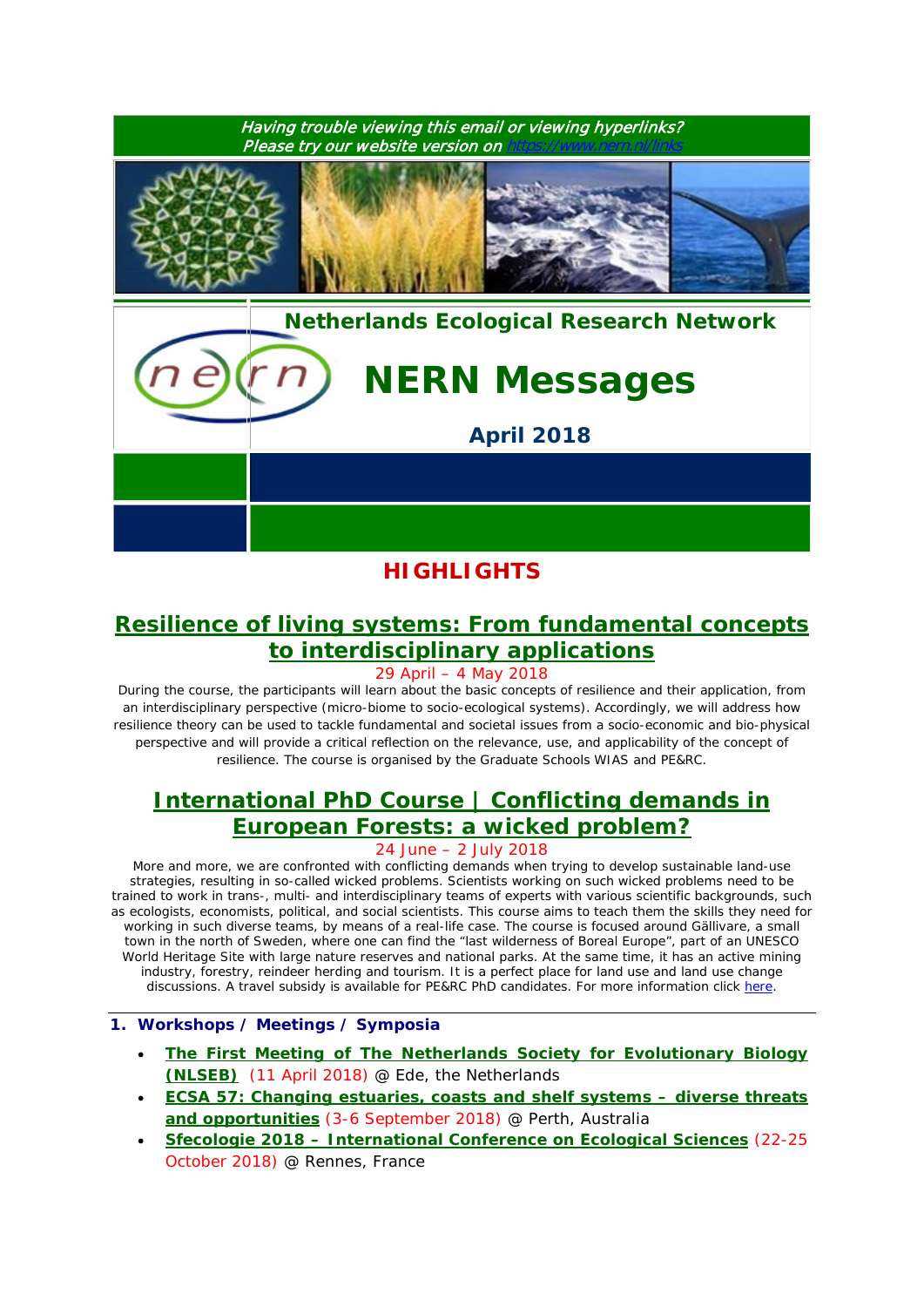*Having trouble viewing this email or viewing hyperlinks?*
*Please try our website version on https://www.nern.nl/links*

**Netherlands Ecological Research Network**

# NERN Messages

**April 2018**

## HIGHLIGHTS

### Resilience of living systems: From fundamental concepts to interdisciplinary applications

29 April – 4 May 2018

During the course, the participants will learn about the basic concepts of resilience and their application, from an interdisciplinary perspective (micro-biome to socio-ecological systems). Accordingly, we will address how resilience theory can be used to tackle fundamental and societal issues from a socio-economic and bio-physical perspective and will provide a critical reflection on the relevance, use, and applicability of the concept of resilience. The course is organised by the Graduate Schools WIAS and PE&RC.

### International PhD Course | Conflicting demands in European Forests: a wicked problem?

24 June – 2 July 2018

More and more, we are confronted with conflicting demands when trying to develop sustainable land-use strategies, resulting in so-called wicked problems. Scientists working on such wicked problems need to be trained to work in trans-, multi- and interdisciplinary teams of experts with various scientific backgrounds, such as ecologists, economists, political, and social scientists. This course aims to teach them the skills they need for working in such diverse teams, by means of a real-life case. The course is focused around Gällivare, a small town in the north of Sweden, where one can find the “last wilderness of Boreal Europe”, part of an UNESCO World Heritage Site with large nature reserves and national parks. At the same time, it has an active mining industry, forestry, reindeer herding and tourism. It is a perfect place for land use and land use change discussions. A travel subsidy is available for PE&RC PhD candidates. For more information click here.

### 1. Workshops / Meetings / Symposia

- **The First Meeting of The Netherlands Society for Evolutionary Biology (NLSEB)** (11 April 2018) @ Ede, the Netherlands
- **ECSA 57: Changing estuaries, coasts and shelf systems – diverse threats and opportunities** (3-6 September 2018) @ Perth, Australia
- **Sfecologie 2018 – International Conference on Ecological Sciences** (22-25 October 2018) @ Rennes, France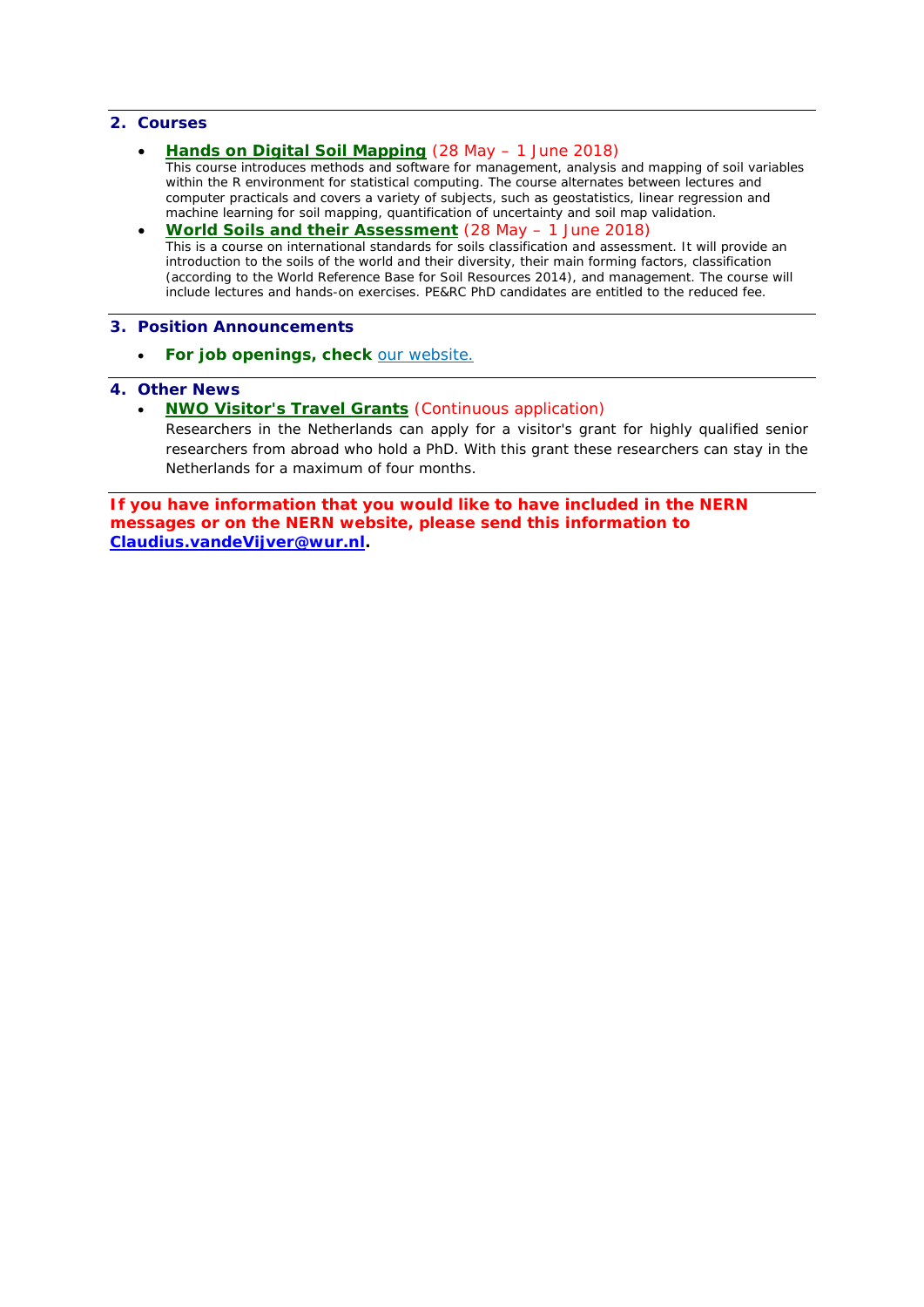## 2. Courses

- **Hands on Digital Soil Mapping** (28 May – 1 June 2018)
  This course introduces methods and software for management, analysis and mapping of soil variables within the R environment for statistical computing. The course alternates between lectures and computer practicals and covers a variety of subjects, such as geostatistics, linear regression and machine learning for soil mapping, quantification of uncertainty and soil map validation.
- **World Soils and their Assessment** (28 May – 1 June 2018)
  This is a course on international standards for soils classification and assessment. It will provide an introduction to the soils of the world and their diversity, their main forming factors, classification (according to the World Reference Base for Soil Resources 2014), and management. The course will include lectures and hands-on exercises. PE&RC PhD candidates are entitled to the reduced fee.

## 3. Position Announcements

- **For job openings, check** our website.

## 4. Other News

- **NWO Visitor's Travel Grants** (Continuous application)
  Researchers in the Netherlands can apply for a visitor's grant for highly qualified senior researchers from abroad who hold a PhD. With this grant these researchers can stay in the Netherlands for a maximum of four months.

**If you have information that you would like to have included in the NERN messages or on the NERN website, please send this information to Claudius.vandeVijver@wur.nl.**